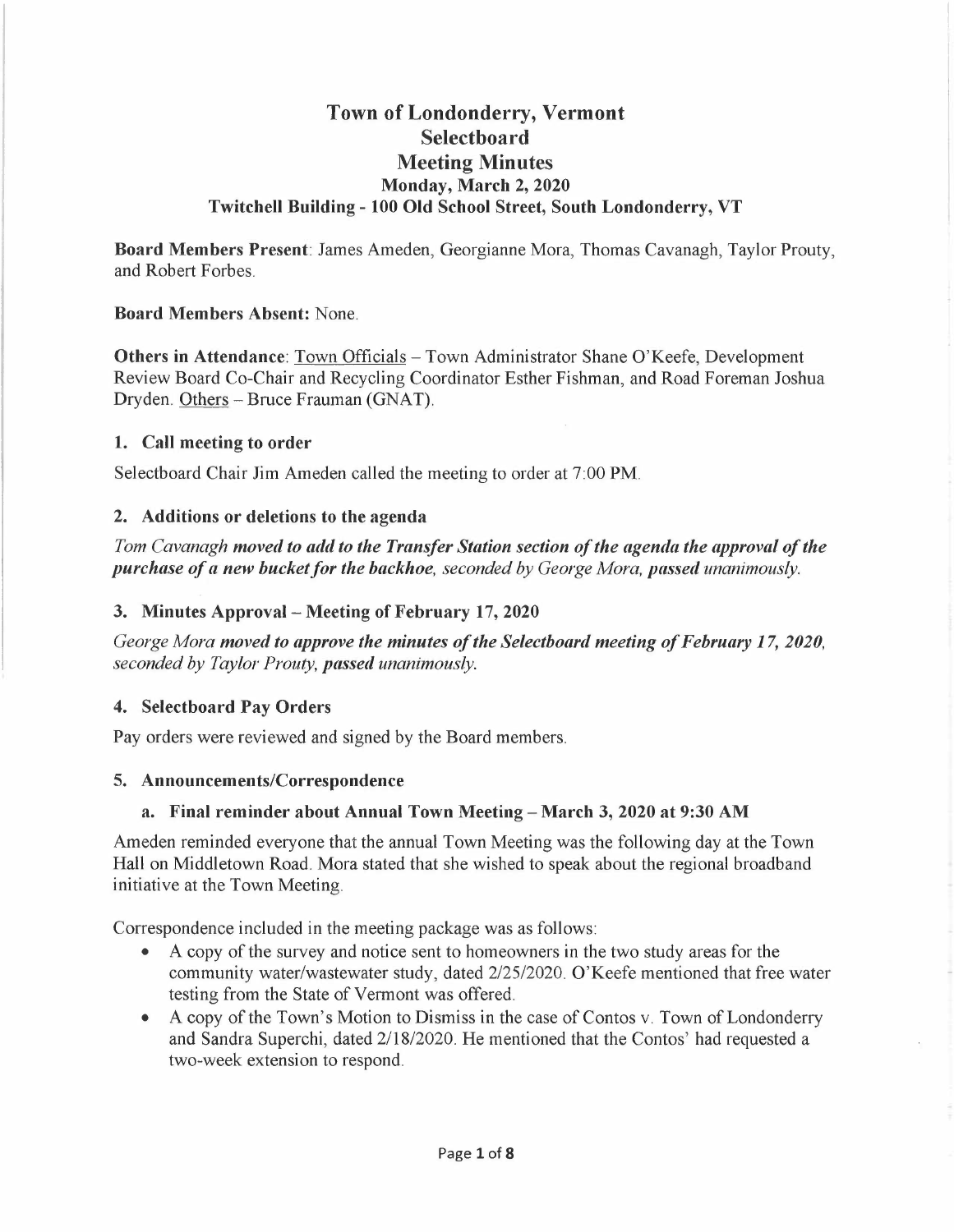# Town of Londonderry, Vermont
# Selectboard
# Meeting Minutes
### Monday, March 2, 2020
### Twitchell Building - 100 Old School Street, South Londonderry, VT

**Board Members Present**: James Ameden, Georgianne Mora, Thomas Cavanagh, Taylor Prouty, and Robert Forbes.

**Board Members Absent:** None.

**Others in Attendance**: Town Officials – Town Administrator Shane O'Keefe, Development Review Board Co-Chair and Recycling Coordinator Esther Fishman, and Road Foreman Joshua Dryden. Others – Bruce Frauman (GNAT).

## 1. Call meeting to order

Selectboard Chair Jim Ameden called the meeting to order at 7:00 PM.

## 2. Additions or deletions to the agenda

*Tom Cavanagh **moved to add to the Transfer Station section of the agenda the approval of the purchase of a new bucket for the backhoe**, seconded by George Mora, **passed** unanimously.*

## 3. Minutes Approval – Meeting of February 17, 2020

*George Mora **moved to approve the minutes of the Selectboard meeting of February 17, 2020**, seconded by Taylor Prouty, **passed** unanimously.*

## 4. Selectboard Pay Orders

Pay orders were reviewed and signed by the Board members.

## 5. Announcements/Correspondence

### a. Final reminder about Annual Town Meeting – March 3, 2020 at 9:30 AM

Ameden reminded everyone that the annual Town Meeting was the following day at the Town Hall on Middletown Road. Mora stated that she wished to speak about the regional broadband initiative at the Town Meeting.

Correspondence included in the meeting package was as follows:

- A copy of the survey and notice sent to homeowners in the two study areas for the community water/wastewater study, dated 2/25/2020. O'Keefe mentioned that free water testing from the State of Vermont was offered.
- A copy of the Town's Motion to Dismiss in the case of Contos v. Town of Londonderry and Sandra Superchi, dated 2/18/2020. He mentioned that the Contos' had requested a two-week extension to respond.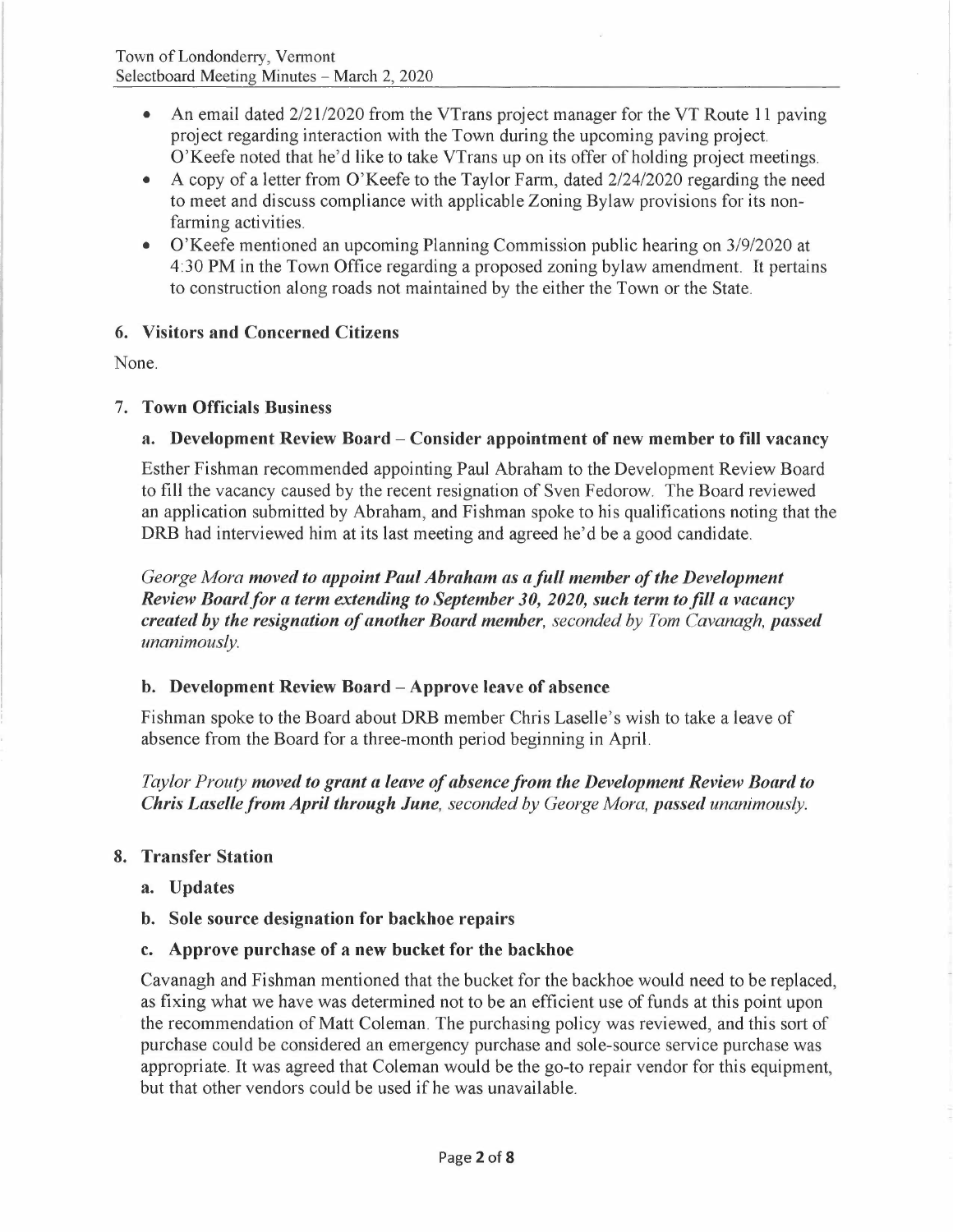- An email dated 2/21/2020 from the VTrans project manager for the VT Route 11 paving project regarding interaction with the Town during the upcoming paving project. O'Keefe noted that he'd like to take VTrans up on its offer of holding project meetings.
- A copy of a letter from O'Keefe to the Taylor Farm, dated 2/24/2020 regarding the need to meet and discuss compliance with applicable Zoning Bylaw provisions for its non-farming activities.
- O'Keefe mentioned an upcoming Planning Commission public hearing on 3/9/2020 at 4:30 PM in the Town Office regarding a proposed zoning bylaw amendment. It pertains to construction along roads not maintained by the either the Town or the State.

## 6. Visitors and Concerned Citizens

None.

## 7. Town Officials Business

### a. Development Review Board – Consider appointment of new member to fill vacancy

Esther Fishman recommended appointing Paul Abraham to the Development Review Board to fill the vacancy caused by the recent resignation of Sven Fedorow. The Board reviewed an application submitted by Abraham, and Fishman spoke to his qualifications noting that the DRB had interviewed him at its last meeting and agreed he'd be a good candidate.

*George Mora* ***moved to appoint Paul Abraham as a full member of the Development Review Board for a term extending to September 30, 2020, such term to fill a vacancy created by the resignation of another Board member****, seconded by Tom Cavanagh,* ***passed*** *unanimously.*

### b. Development Review Board – Approve leave of absence

Fishman spoke to the Board about DRB member Chris Laselle's wish to take a leave of absence from the Board for a three-month period beginning in April.

*Taylor Prouty* ***moved to grant a leave of absence from the Development Review Board to Chris Laselle from April through June****, seconded by George Mora,* ***passed*** *unanimously.*

## 8. Transfer Station

### a. Updates

### b. Sole source designation for backhoe repairs

### c. Approve purchase of a new bucket for the backhoe

Cavanagh and Fishman mentioned that the bucket for the backhoe would need to be replaced, as fixing what we have was determined not to be an efficient use of funds at this point upon the recommendation of Matt Coleman. The purchasing policy was reviewed, and this sort of purchase could be considered an emergency purchase and sole-source service purchase was appropriate. It was agreed that Coleman would be the go-to repair vendor for this equipment, but that other vendors could be used if he was unavailable.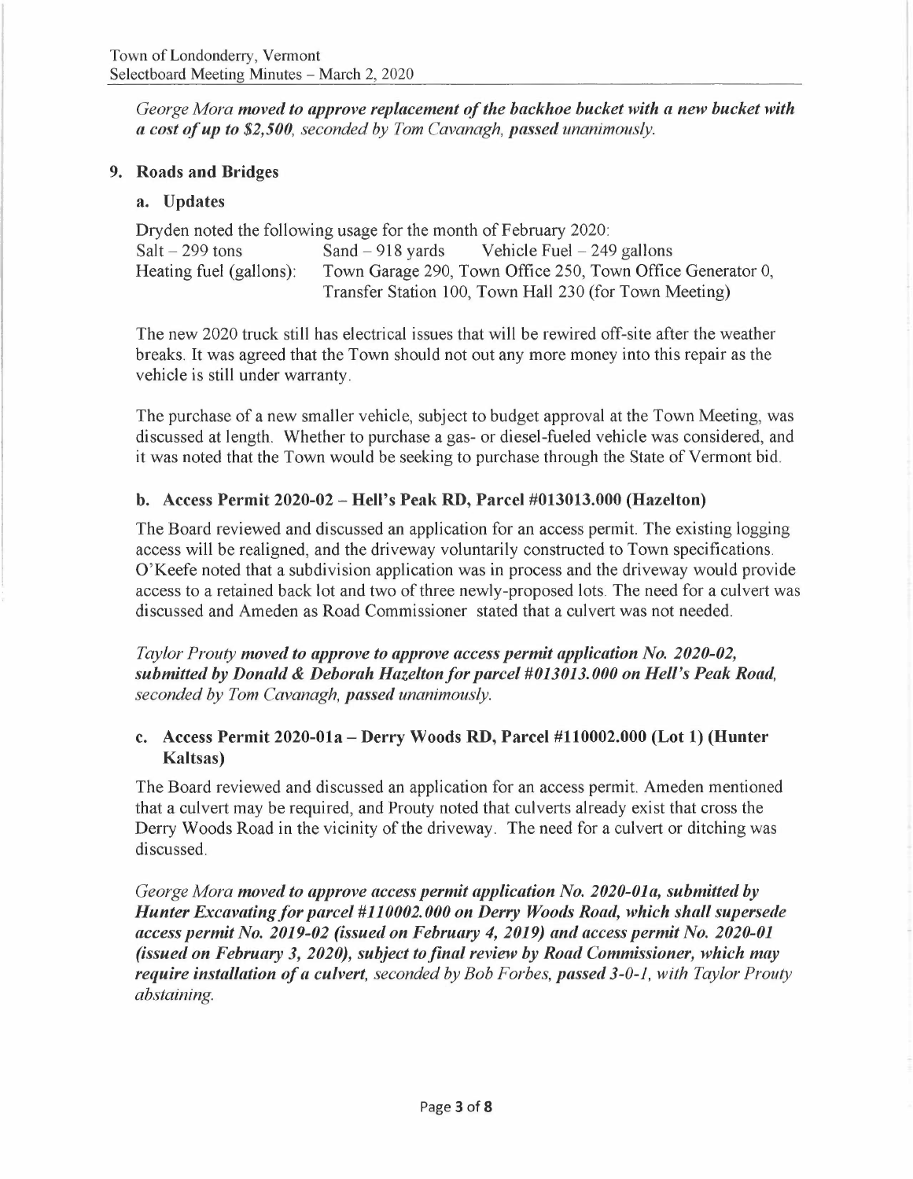*George Mora **moved to approve replacement of the backhoe bucket with a new bucket with a cost of up to $2,500**, seconded by Tom Cavanagh, **passed** unanimously.*

## 9. Roads and Bridges

### a. Updates

Dryden noted the following usage for the month of February 2020:

| | | |
|---|---|---|
| Salt – 299 tons | Sand – 918 yards | Vehicle Fuel – 249 gallons |
| Heating fuel (gallons): | Town Garage 290, Town Office 250, Town Office Generator 0, Transfer Station 100, Town Hall 230 (for Town Meeting) | |

The new 2020 truck still has electrical issues that will be rewired off-site after the weather breaks. It was agreed that the Town should not out any more money into this repair as the vehicle is still under warranty.

The purchase of a new smaller vehicle, subject to budget approval at the Town Meeting, was discussed at length. Whether to purchase a gas- or diesel-fueled vehicle was considered, and it was noted that the Town would be seeking to purchase through the State of Vermont bid.

### b. Access Permit 2020-02 – Hell's Peak RD, Parcel #013013.000 (Hazelton)

The Board reviewed and discussed an application for an access permit. The existing logging access will be realigned, and the driveway voluntarily constructed to Town specifications. O'Keefe noted that a subdivision application was in process and the driveway would provide access to a retained back lot and two of three newly-proposed lots. The need for a culvert was discussed and Ameden as Road Commissioner stated that a culvert was not needed.

*Taylor Prouty **moved to approve to approve access permit application No. 2020-02, submitted by Donald & Deborah Hazelton for parcel #013013.000 on Hell's Peak Road**, seconded by Tom Cavanagh, **passed** unanimously.*

### c. Access Permit 2020-01a – Derry Woods RD, Parcel #110002.000 (Lot 1) (Hunter Kaltsas)

The Board reviewed and discussed an application for an access permit. Ameden mentioned that a culvert may be required, and Prouty noted that culverts already exist that cross the Derry Woods Road in the vicinity of the driveway. The need for a culvert or ditching was discussed.

*George Mora **moved to approve access permit application No. 2020-01a, submitted by Hunter Excavating for parcel #110002.000 on Derry Woods Road, which shall supersede access permit No. 2019-02 (issued on February 4, 2019) and access permit No. 2020-01 (issued on February 3, 2020), subject to final review by Road Commissioner, which may require installation of a culvert**, seconded by Bob Forbes, **passed 3-0-1**, with Taylor Prouty abstaining.*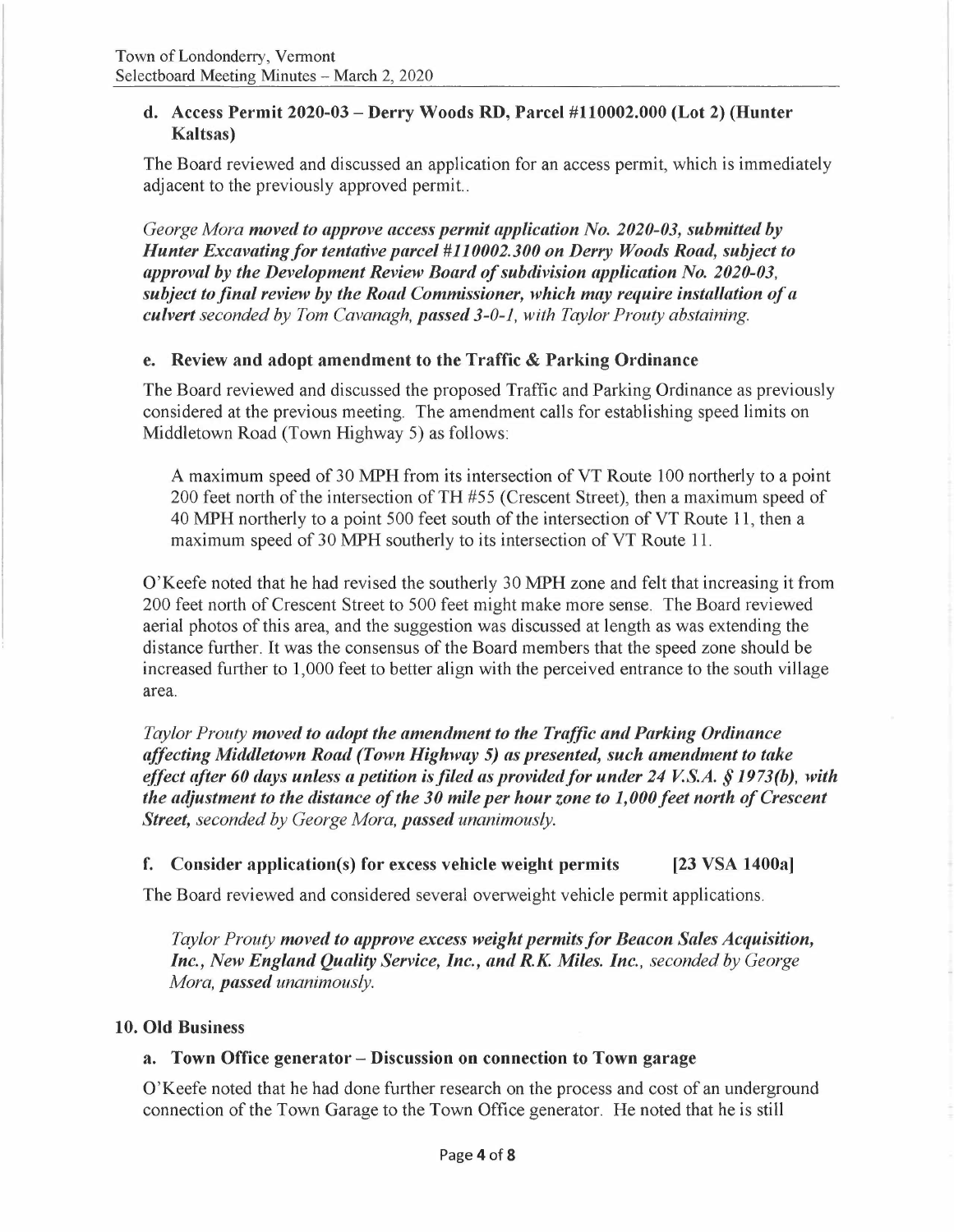### d. Access Permit 2020-03 – Derry Woods RD, Parcel #110002.000 (Lot 2) (Hunter Kaltsas)

The Board reviewed and discussed an application for an access permit, which is immediately adjacent to the previously approved permit..

*George Mora* ***moved to approve access permit application No. 2020-03, submitted by Hunter Excavating for tentative parcel #110002.300 on Derry Woods Road, subject to approval by the Development Review Board of subdivision application No. 2020-03, subject to final review by the Road Commissioner, which may require installation of a culvert*** *seconded by Tom Cavanagh,* ***passed*** *3-0-1, with Taylor Prouty abstaining.*

### e. Review and adopt amendment to the Traffic & Parking Ordinance

The Board reviewed and discussed the proposed Traffic and Parking Ordinance as previously considered at the previous meeting. The amendment calls for establishing speed limits on Middletown Road (Town Highway 5) as follows:

> A maximum speed of 30 MPH from its intersection of VT Route 100 northerly to a point 200 feet north of the intersection of TH #55 (Crescent Street), then a maximum speed of 40 MPH northerly to a point 500 feet south of the intersection of VT Route 11, then a maximum speed of 30 MPH southerly to its intersection of VT Route 11.

O'Keefe noted that he had revised the southerly 30 MPH zone and felt that increasing it from 200 feet north of Crescent Street to 500 feet might make more sense. The Board reviewed aerial photos of this area, and the suggestion was discussed at length as was extending the distance further. It was the consensus of the Board members that the speed zone should be increased further to 1,000 feet to better align with the perceived entrance to the south village area.

*Taylor Prouty* ***moved to adopt the amendment to the Traffic and Parking Ordinance affecting Middletown Road (Town Highway 5) as presented, such amendment to take effect after 60 days unless a petition is filed as provided for under 24 V.S.A. § 1973(b), with the adjustment to the distance of the 30 mile per hour zone to 1,000 feet north of Crescent Street,*** *seconded by George Mora,* ***passed*** *unanimously.*

### f. Consider application(s) for excess vehicle weight permits [23 VSA 1400a]

The Board reviewed and considered several overweight vehicle permit applications.

*Taylor Prouty* ***moved to approve excess weight permits for Beacon Sales Acquisition, Inc., New England Quality Service, Inc., and R.K. Miles. Inc.,*** *seconded by George Mora,* ***passed*** *unanimously.*

## 10. Old Business

### a. Town Office generator – Discussion on connection to Town garage

O'Keefe noted that he had done further research on the process and cost of an underground connection of the Town Garage to the Town Office generator. He noted that he is still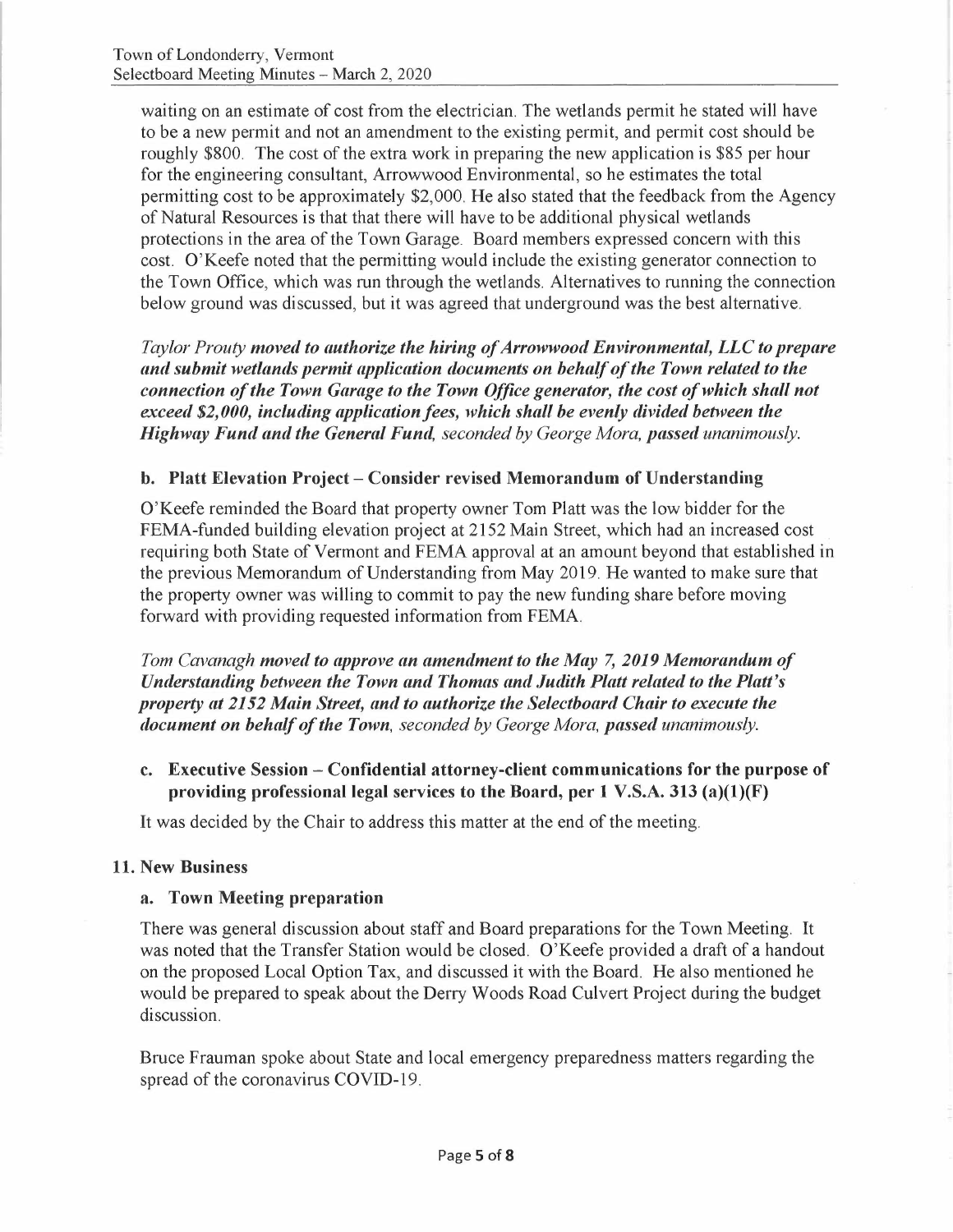waiting on an estimate of cost from the electrician. The wetlands permit he stated will have to be a new permit and not an amendment to the existing permit, and permit cost should be roughly $800. The cost of the extra work in preparing the new application is $85 per hour for the engineering consultant, Arrowwood Environmental, so he estimates the total permitting cost to be approximately $2,000. He also stated that the feedback from the Agency of Natural Resources is that that there will have to be additional physical wetlands protections in the area of the Town Garage. Board members expressed concern with this cost. O'Keefe noted that the permitting would include the existing generator connection to the Town Office, which was run through the wetlands. Alternatives to running the connection below ground was discussed, but it was agreed that underground was the best alternative.

*Taylor Prouty* ***moved to authorize the hiring of Arrowwood Environmental, LLC to prepare and submit wetlands permit application documents on behalf of the Town related to the connection of the Town Garage to the Town Office generator, the cost of which shall not exceed $2,000, including application fees, which shall be evenly divided between the Highway Fund and the General Fund,*** *seconded by George Mora,* ***passed*** *unanimously.*

### b. Platt Elevation Project – Consider revised Memorandum of Understanding

O'Keefe reminded the Board that property owner Tom Platt was the low bidder for the FEMA-funded building elevation project at 2152 Main Street, which had an increased cost requiring both State of Vermont and FEMA approval at an amount beyond that established in the previous Memorandum of Understanding from May 2019. He wanted to make sure that the property owner was willing to commit to pay the new funding share before moving forward with providing requested information from FEMA.

*Tom Cavanagh* ***moved to approve an amendment to the May 7, 2019 Memorandum of Understanding between the Town and Thomas and Judith Platt related to the Platt's property at 2152 Main Street, and to authorize the Selectboard Chair to execute the document on behalf of the Town,*** *seconded by George Mora,* ***passed*** *unanimously.*

### c. Executive Session – Confidential attorney-client communications for the purpose of providing professional legal services to the Board, per 1 V.S.A. 313 (a)(1)(F)

It was decided by the Chair to address this matter at the end of the meeting.

## 11. New Business

### a. Town Meeting preparation

There was general discussion about staff and Board preparations for the Town Meeting. It was noted that the Transfer Station would be closed. O'Keefe provided a draft of a handout on the proposed Local Option Tax, and discussed it with the Board. He also mentioned he would be prepared to speak about the Derry Woods Road Culvert Project during the budget discussion.

Bruce Frauman spoke about State and local emergency preparedness matters regarding the spread of the coronavirus COVID-19.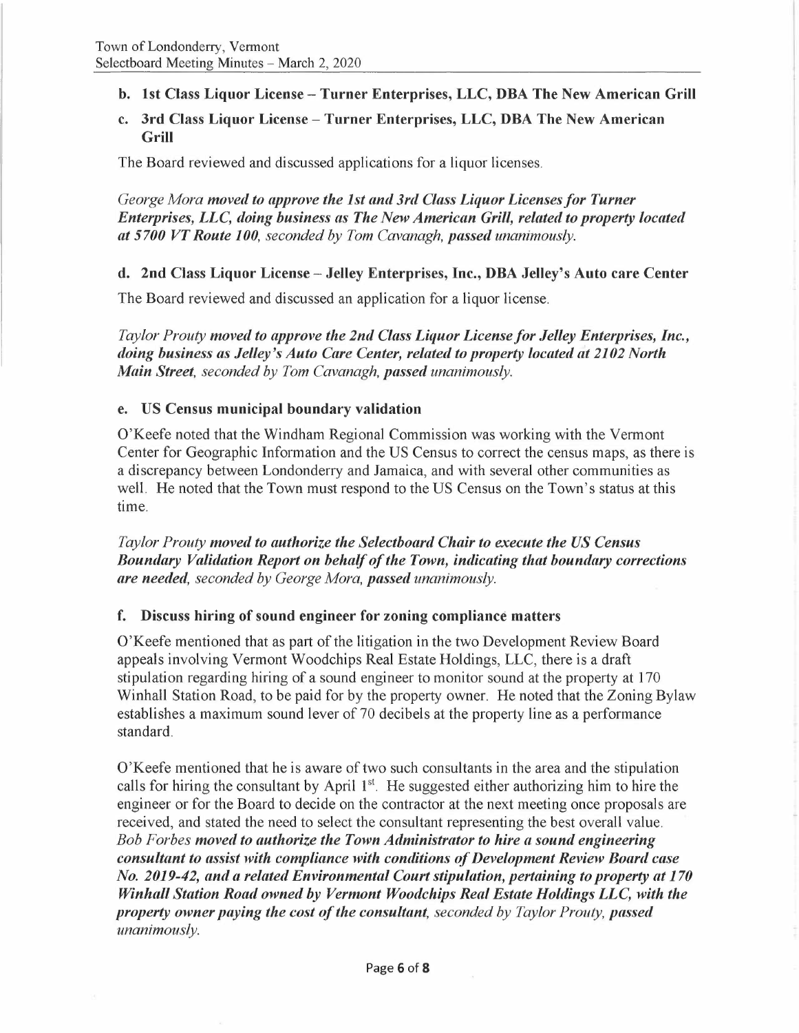### b. 1st Class Liquor License – Turner Enterprises, LLC, DBA The New American Grill

### c. 3rd Class Liquor License – Turner Enterprises, LLC, DBA The New American Grill

The Board reviewed and discussed applications for a liquor licenses.

*George Mora* ***moved to approve the 1st and 3rd Class Liquor Licenses for Turner Enterprises, LLC, doing business as The New American Grill, related to property located at 5700 VT Route 100,*** *seconded by Tom Cavanagh,* ***passed*** *unanimously.*

### d. 2nd Class Liquor License – Jelley Enterprises, Inc., DBA Jelley's Auto care Center

The Board reviewed and discussed an application for a liquor license.

*Taylor Prouty* ***moved to approve the 2nd Class Liquor License for Jelley Enterprises, Inc., doing business as Jelley's Auto Care Center, related to property located at 2102 North Main Street,*** *seconded by Tom Cavanagh,* ***passed*** *unanimously.*

### e. US Census municipal boundary validation

O'Keefe noted that the Windham Regional Commission was working with the Vermont Center for Geographic Information and the US Census to correct the census maps, as there is a discrepancy between Londonderry and Jamaica, and with several other communities as well. He noted that the Town must respond to the US Census on the Town's status at this time.

*Taylor Prouty* ***moved to authorize the Selectboard Chair to execute the US Census Boundary Validation Report on behalf of the Town, indicating that boundary corrections are needed,*** *seconded by George Mora,* ***passed*** *unanimously.*

### f. Discuss hiring of sound engineer for zoning compliance matters

O'Keefe mentioned that as part of the litigation in the two Development Review Board appeals involving Vermont Woodchips Real Estate Holdings, LLC, there is a draft stipulation regarding hiring of a sound engineer to monitor sound at the property at 170 Winhall Station Road, to be paid for by the property owner. He noted that the Zoning Bylaw establishes a maximum sound lever of 70 decibels at the property line as a performance standard.

O'Keefe mentioned that he is aware of two such consultants in the area and the stipulation calls for hiring the consultant by April 1st. He suggested either authorizing him to hire the engineer or for the Board to decide on the contractor at the next meeting once proposals are received, and stated the need to select the consultant representing the best overall value. *Bob Forbes* ***moved to authorize the Town Administrator to hire a sound engineering consultant to assist with compliance with conditions of Development Review Board case No. 2019-42, and a related Environmental Court stipulation, pertaining to property at 170 Winhall Station Road owned by Vermont Woodchips Real Estate Holdings LLC, with the property owner paying the cost of the consultant,*** *seconded by Taylor Prouty,* ***passed*** *unanimously.*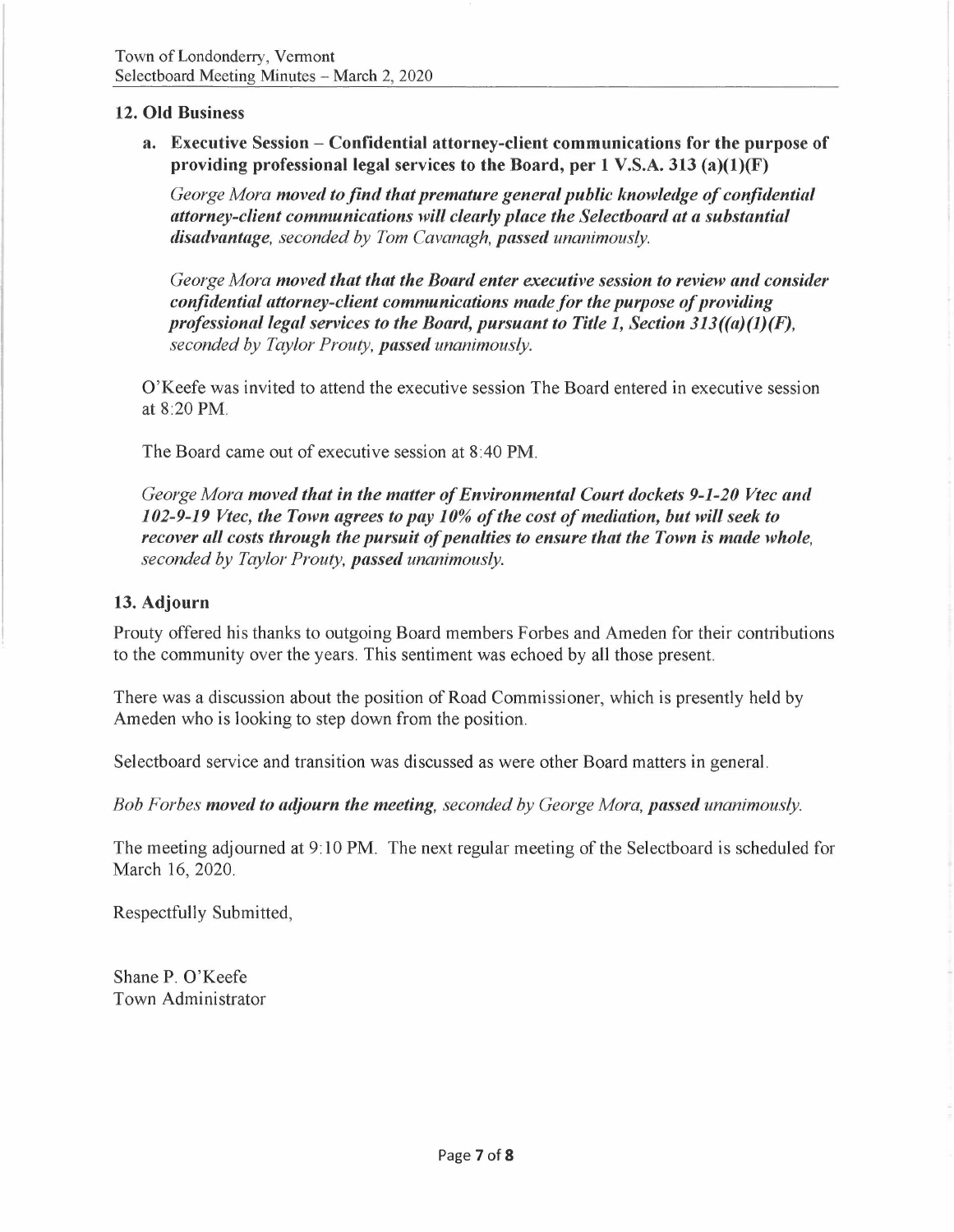## 12. Old Business

**a. Executive Session – Confidential attorney-client communications for the purpose of providing professional legal services to the Board, per 1 V.S.A. 313 (a)(1)(F)**

*George Mora* ***moved to find that premature general public knowledge of confidential attorney-client communications will clearly place the Selectboard at a substantial disadvantage****, seconded by Tom Cavanagh,* ***passed*** *unanimously.*

*George Mora* ***moved that that the Board enter executive session to review and consider confidential attorney-client communications made for the purpose of providing professional legal services to the Board, pursuant to Title 1, Section 313((a)(1)(F),*** *seconded by Taylor Prouty,* ***passed*** *unanimously.*

O'Keefe was invited to attend the executive session The Board entered in executive session at 8:20 PM.

The Board came out of executive session at 8:40 PM.

*George Mora* ***moved that in the matter of Environmental Court dockets 9-1-20 Vtec and 102-9-19 Vtec, the Town agrees to pay 10% of the cost of mediation, but will seek to recover all costs through the pursuit of penalties to ensure that the Town is made whole,*** *seconded by Taylor Prouty,* ***passed*** *unanimously.*

## 13. Adjourn

Prouty offered his thanks to outgoing Board members Forbes and Ameden for their contributions to the community over the years. This sentiment was echoed by all those present.

There was a discussion about the position of Road Commissioner, which is presently held by Ameden who is looking to step down from the position.

Selectboard service and transition was discussed as were other Board matters in general.

*Bob Forbes* ***moved to adjourn the meeting****, seconded by George Mora,* ***passed*** *unanimously.*

The meeting adjourned at 9:10 PM. The next regular meeting of the Selectboard is scheduled for March 16, 2020.

Respectfully Submitted,

Shane P. O'Keefe
Town Administrator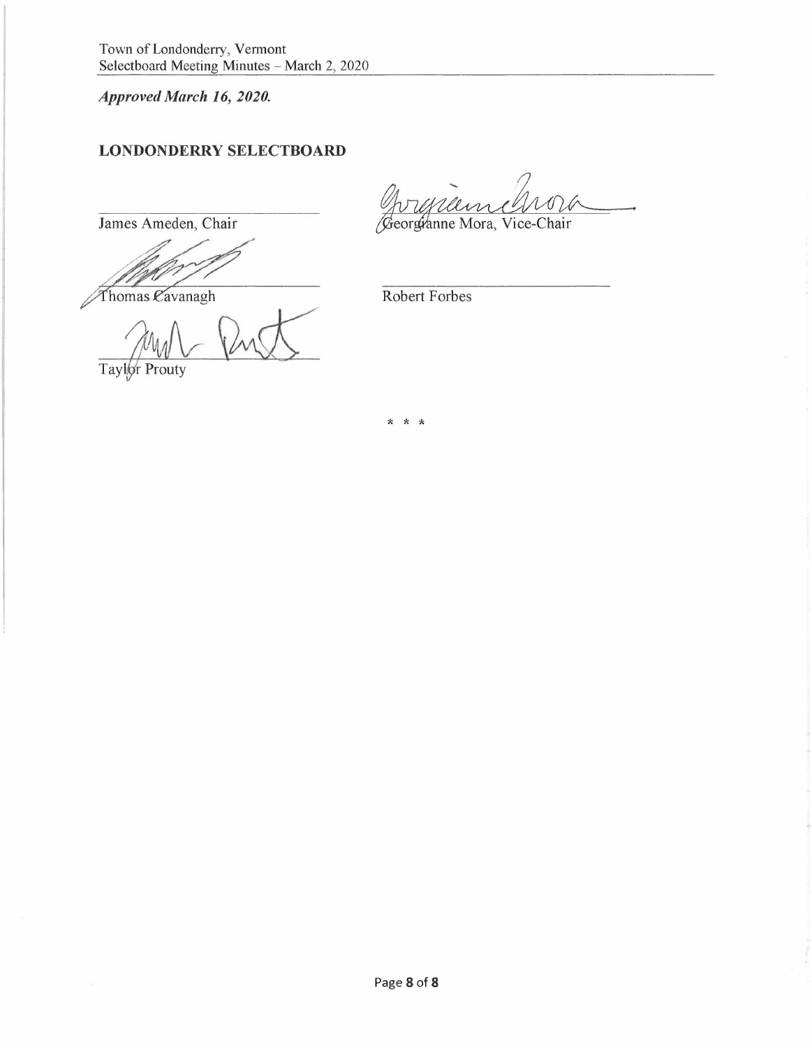*Approved March 16, 2020.*

**LONDONDERRY SELECTBOARD**

| | |
|---|---|
| James Ameden, Chair | Georgeanne Mora, Vice-Chair |
| Thomas Cavanagh | Robert Forbes |
| Taylor Prouty | |

\* \* \*